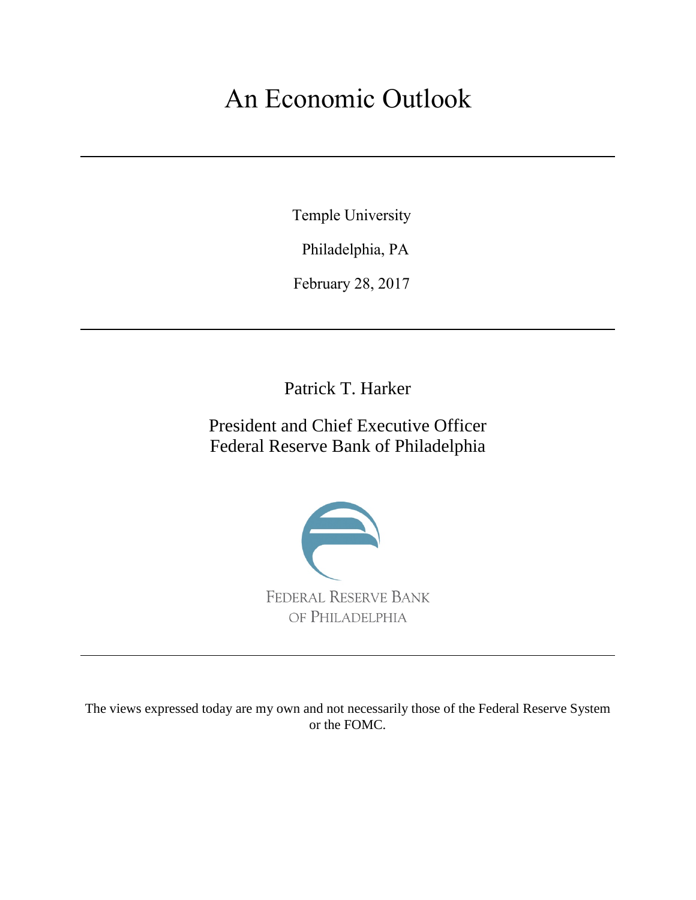# An Economic Outlook

Temple University

Philadelphia, PA

February 28, 2017

Patrick T. Harker

President and Chief Executive Officer
Federal Reserve Bank of Philadelphia

FEDERAL RESERVE BANK
OF PHILADELPHIA

The views expressed today are my own and not necessarily those of the Federal Reserve System or the FOMC.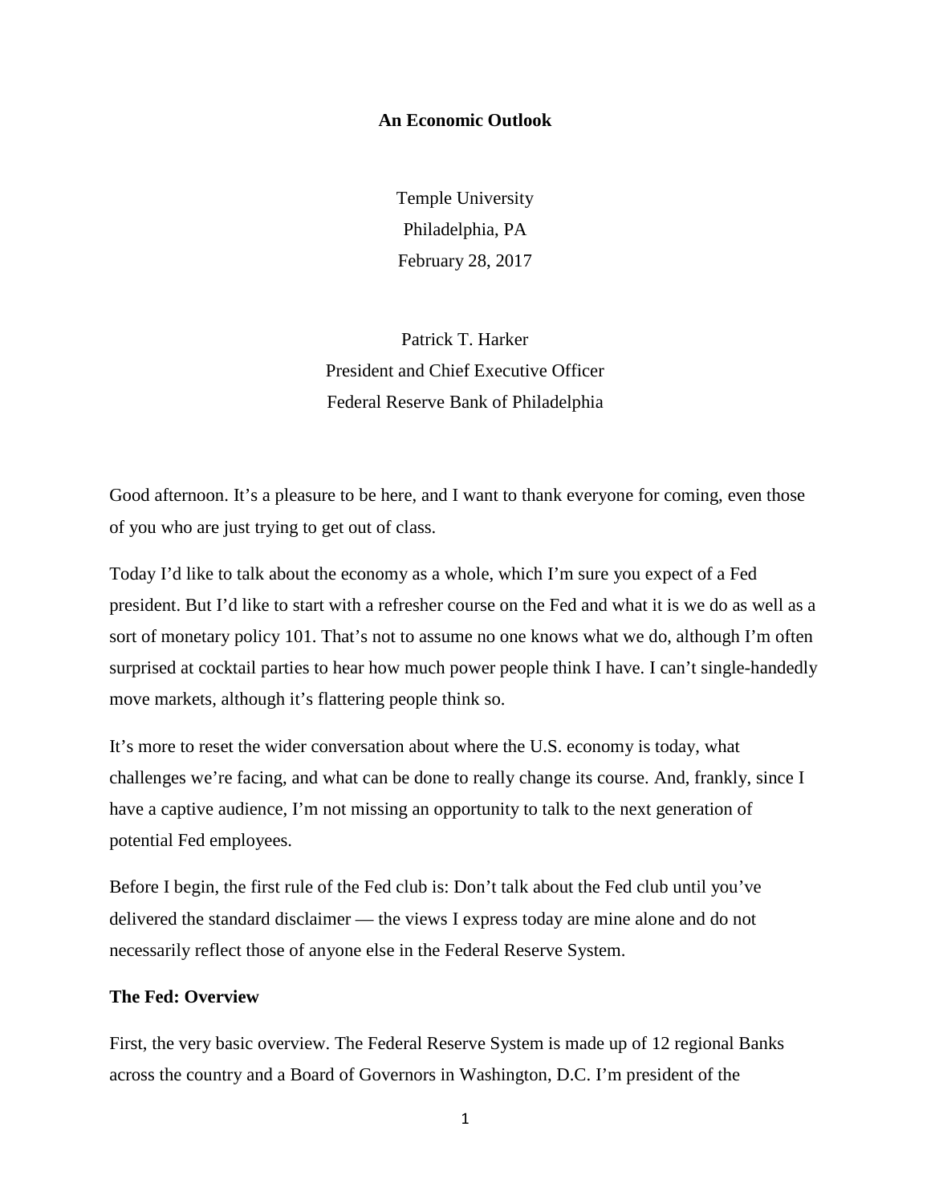**An Economic Outlook**

Temple University
Philadelphia, PA
February 28, 2017

Patrick T. Harker
President and Chief Executive Officer
Federal Reserve Bank of Philadelphia

Good afternoon. It's a pleasure to be here, and I want to thank everyone for coming, even those of you who are just trying to get out of class.

Today I'd like to talk about the economy as a whole, which I'm sure you expect of a Fed president. But I'd like to start with a refresher course on the Fed and what it is we do as well as a sort of monetary policy 101. That's not to assume no one knows what we do, although I'm often surprised at cocktail parties to hear how much power people think I have. I can't single-handedly move markets, although it's flattering people think so.

It's more to reset the wider conversation about where the U.S. economy is today, what challenges we're facing, and what can be done to really change its course. And, frankly, since I have a captive audience, I'm not missing an opportunity to talk to the next generation of potential Fed employees.

Before I begin, the first rule of the Fed club is: Don't talk about the Fed club until you've delivered the standard disclaimer — the views I express today are mine alone and do not necessarily reflect those of anyone else in the Federal Reserve System.

## The Fed: Overview

First, the very basic overview. The Federal Reserve System is made up of 12 regional Banks across the country and a Board of Governors in Washington, D.C. I'm president of the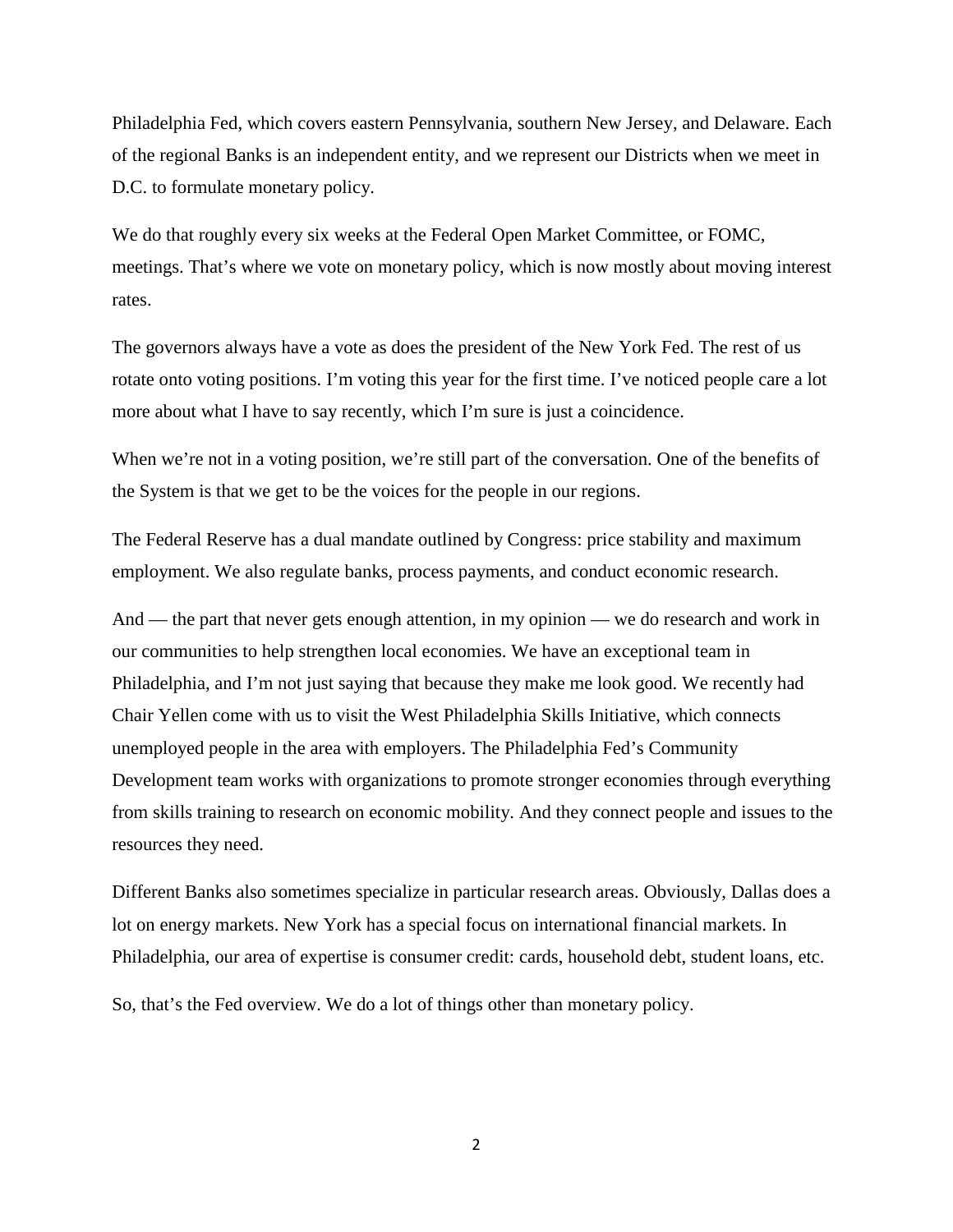Philadelphia Fed, which covers eastern Pennsylvania, southern New Jersey, and Delaware. Each of the regional Banks is an independent entity, and we represent our Districts when we meet in D.C. to formulate monetary policy.

We do that roughly every six weeks at the Federal Open Market Committee, or FOMC, meetings. That's where we vote on monetary policy, which is now mostly about moving interest rates.

The governors always have a vote as does the president of the New York Fed. The rest of us rotate onto voting positions. I'm voting this year for the first time. I've noticed people care a lot more about what I have to say recently, which I'm sure is just a coincidence.

When we're not in a voting position, we're still part of the conversation. One of the benefits of the System is that we get to be the voices for the people in our regions.

The Federal Reserve has a dual mandate outlined by Congress: price stability and maximum employment. We also regulate banks, process payments, and conduct economic research.

And — the part that never gets enough attention, in my opinion — we do research and work in our communities to help strengthen local economies. We have an exceptional team in Philadelphia, and I'm not just saying that because they make me look good. We recently had Chair Yellen come with us to visit the West Philadelphia Skills Initiative, which connects unemployed people in the area with employers. The Philadelphia Fed's Community Development team works with organizations to promote stronger economies through everything from skills training to research on economic mobility. And they connect people and issues to the resources they need.

Different Banks also sometimes specialize in particular research areas. Obviously, Dallas does a lot on energy markets. New York has a special focus on international financial markets. In Philadelphia, our area of expertise is consumer credit: cards, household debt, student loans, etc.

So, that's the Fed overview. We do a lot of things other than monetary policy.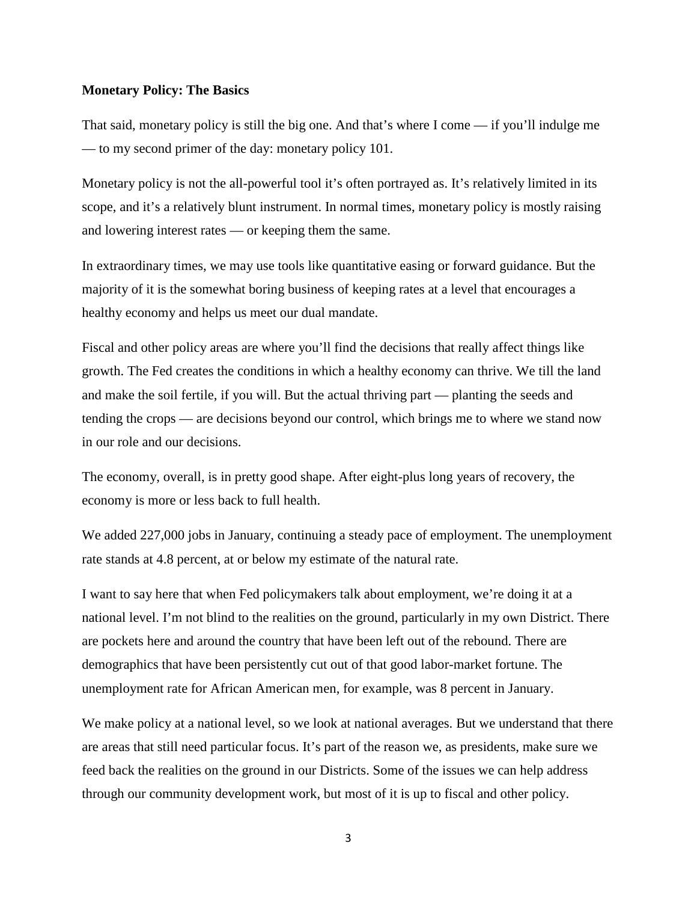**Monetary Policy: The Basics**

That said, monetary policy is still the big one. And that's where I come — if you'll indulge me — to my second primer of the day: monetary policy 101.

Monetary policy is not the all-powerful tool it's often portrayed as. It's relatively limited in its scope, and it's a relatively blunt instrument. In normal times, monetary policy is mostly raising and lowering interest rates — or keeping them the same.

In extraordinary times, we may use tools like quantitative easing or forward guidance. But the majority of it is the somewhat boring business of keeping rates at a level that encourages a healthy economy and helps us meet our dual mandate.

Fiscal and other policy areas are where you'll find the decisions that really affect things like growth. The Fed creates the conditions in which a healthy economy can thrive. We till the land and make the soil fertile, if you will. But the actual thriving part — planting the seeds and tending the crops — are decisions beyond our control, which brings me to where we stand now in our role and our decisions.

The economy, overall, is in pretty good shape. After eight-plus long years of recovery, the economy is more or less back to full health.

We added 227,000 jobs in January, continuing a steady pace of employment. The unemployment rate stands at 4.8 percent, at or below my estimate of the natural rate.

I want to say here that when Fed policymakers talk about employment, we're doing it at a national level. I'm not blind to the realities on the ground, particularly in my own District. There are pockets here and around the country that have been left out of the rebound. There are demographics that have been persistently cut out of that good labor-market fortune. The unemployment rate for African American men, for example, was 8 percent in January.

We make policy at a national level, so we look at national averages. But we understand that there are areas that still need particular focus. It's part of the reason we, as presidents, make sure we feed back the realities on the ground in our Districts. Some of the issues we can help address through our community development work, but most of it is up to fiscal and other policy.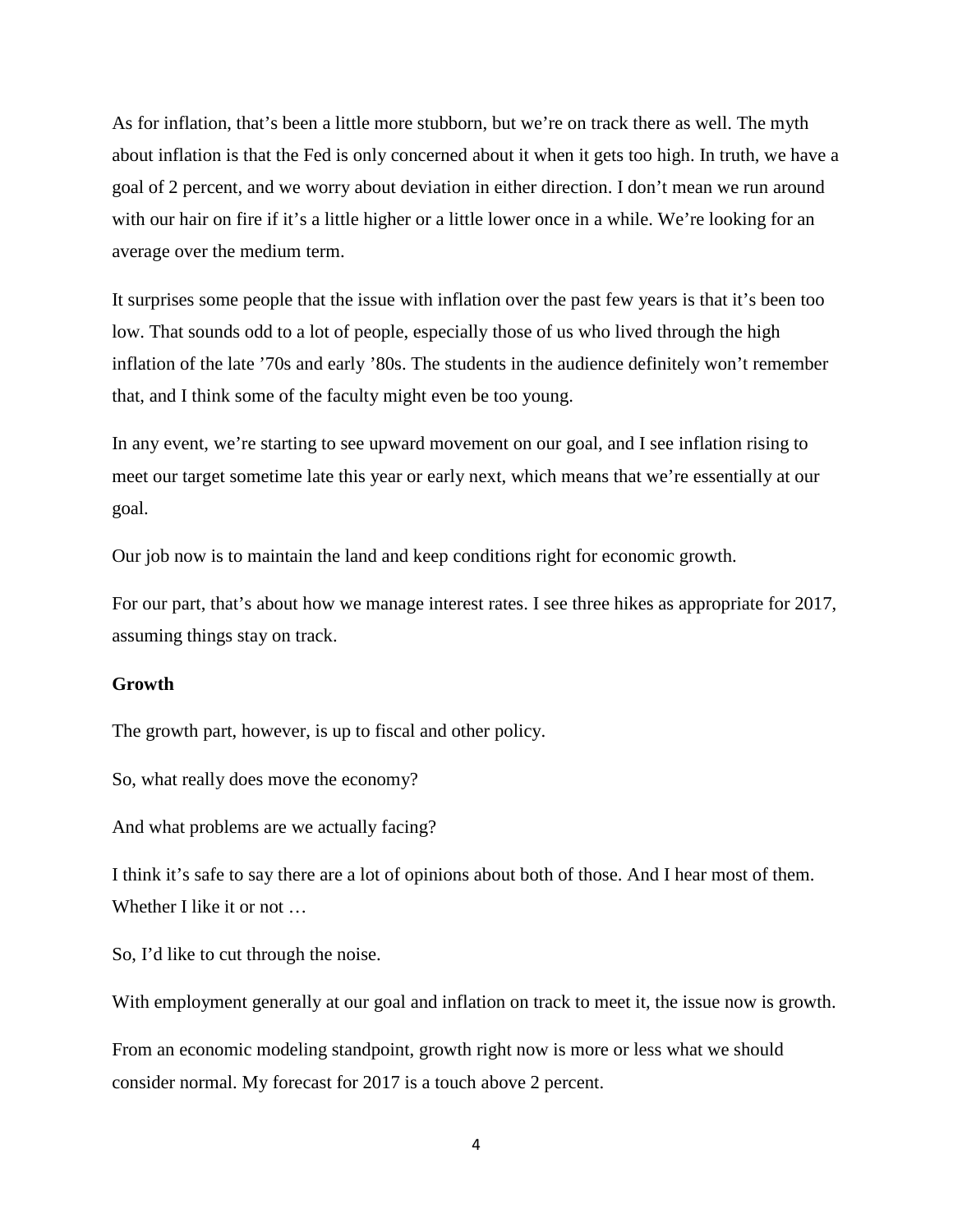As for inflation, that's been a little more stubborn, but we're on track there as well. The myth about inflation is that the Fed is only concerned about it when it gets too high. In truth, we have a goal of 2 percent, and we worry about deviation in either direction. I don't mean we run around with our hair on fire if it's a little higher or a little lower once in a while. We're looking for an average over the medium term.

It surprises some people that the issue with inflation over the past few years is that it's been too low. That sounds odd to a lot of people, especially those of us who lived through the high inflation of the late '70s and early '80s. The students in the audience definitely won't remember that, and I think some of the faculty might even be too young.

In any event, we're starting to see upward movement on our goal, and I see inflation rising to meet our target sometime late this year or early next, which means that we're essentially at our goal.

Our job now is to maintain the land and keep conditions right for economic growth.

For our part, that's about how we manage interest rates. I see three hikes as appropriate for 2017, assuming things stay on track.

**Growth**

The growth part, however, is up to fiscal and other policy.

So, what really does move the economy?

And what problems are we actually facing?

I think it's safe to say there are a lot of opinions about both of those. And I hear most of them. Whether I like it or not …

So, I'd like to cut through the noise.

With employment generally at our goal and inflation on track to meet it, the issue now is growth.

From an economic modeling standpoint, growth right now is more or less what we should consider normal. My forecast for 2017 is a touch above 2 percent.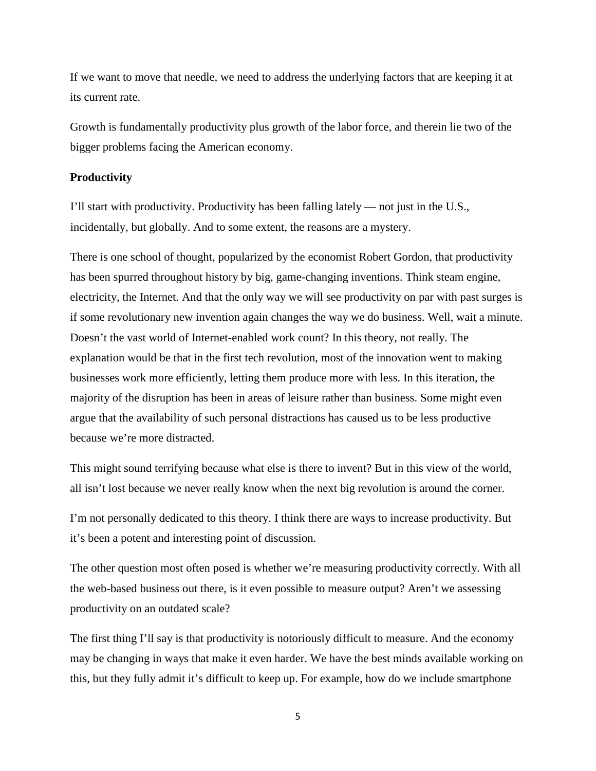If we want to move that needle, we need to address the underlying factors that are keeping it at its current rate.

Growth is fundamentally productivity plus growth of the labor force, and therein lie two of the bigger problems facing the American economy.

**Productivity**

I'll start with productivity. Productivity has been falling lately — not just in the U.S., incidentally, but globally. And to some extent, the reasons are a mystery.

There is one school of thought, popularized by the economist Robert Gordon, that productivity has been spurred throughout history by big, game-changing inventions. Think steam engine, electricity, the Internet. And that the only way we will see productivity on par with past surges is if some revolutionary new invention again changes the way we do business. Well, wait a minute. Doesn't the vast world of Internet-enabled work count? In this theory, not really. The explanation would be that in the first tech revolution, most of the innovation went to making businesses work more efficiently, letting them produce more with less. In this iteration, the majority of the disruption has been in areas of leisure rather than business. Some might even argue that the availability of such personal distractions has caused us to be less productive because we're more distracted.

This might sound terrifying because what else is there to invent? But in this view of the world, all isn't lost because we never really know when the next big revolution is around the corner.

I'm not personally dedicated to this theory. I think there are ways to increase productivity. But it's been a potent and interesting point of discussion.

The other question most often posed is whether we're measuring productivity correctly. With all the web-based business out there, is it even possible to measure output? Aren't we assessing productivity on an outdated scale?

The first thing I'll say is that productivity is notoriously difficult to measure. And the economy may be changing in ways that make it even harder. We have the best minds available working on this, but they fully admit it's difficult to keep up. For example, how do we include smartphone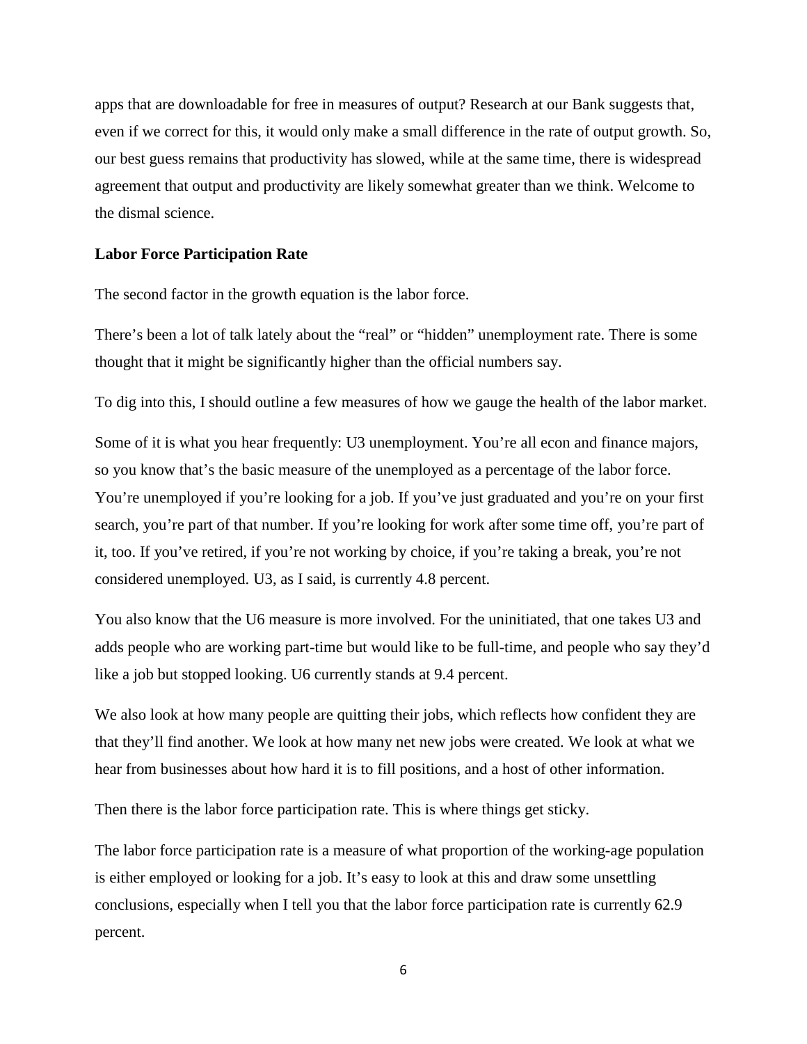apps that are downloadable for free in measures of output? Research at our Bank suggests that, even if we correct for this, it would only make a small difference in the rate of output growth. So, our best guess remains that productivity has slowed, while at the same time, there is widespread agreement that output and productivity are likely somewhat greater than we think. Welcome to the dismal science.

**Labor Force Participation Rate**

The second factor in the growth equation is the labor force.

There's been a lot of talk lately about the "real" or "hidden" unemployment rate. There is some thought that it might be significantly higher than the official numbers say.

To dig into this, I should outline a few measures of how we gauge the health of the labor market.

Some of it is what you hear frequently: U3 unemployment. You're all econ and finance majors, so you know that's the basic measure of the unemployed as a percentage of the labor force. You're unemployed if you're looking for a job. If you've just graduated and you're on your first search, you're part of that number. If you're looking for work after some time off, you're part of it, too. If you've retired, if you're not working by choice, if you're taking a break, you're not considered unemployed. U3, as I said, is currently 4.8 percent.

You also know that the U6 measure is more involved. For the uninitiated, that one takes U3 and adds people who are working part-time but would like to be full-time, and people who say they'd like a job but stopped looking. U6 currently stands at 9.4 percent.

We also look at how many people are quitting their jobs, which reflects how confident they are that they'll find another. We look at how many net new jobs were created. We look at what we hear from businesses about how hard it is to fill positions, and a host of other information.

Then there is the labor force participation rate. This is where things get sticky.

The labor force participation rate is a measure of what proportion of the working-age population is either employed or looking for a job. It's easy to look at this and draw some unsettling conclusions, especially when I tell you that the labor force participation rate is currently 62.9 percent.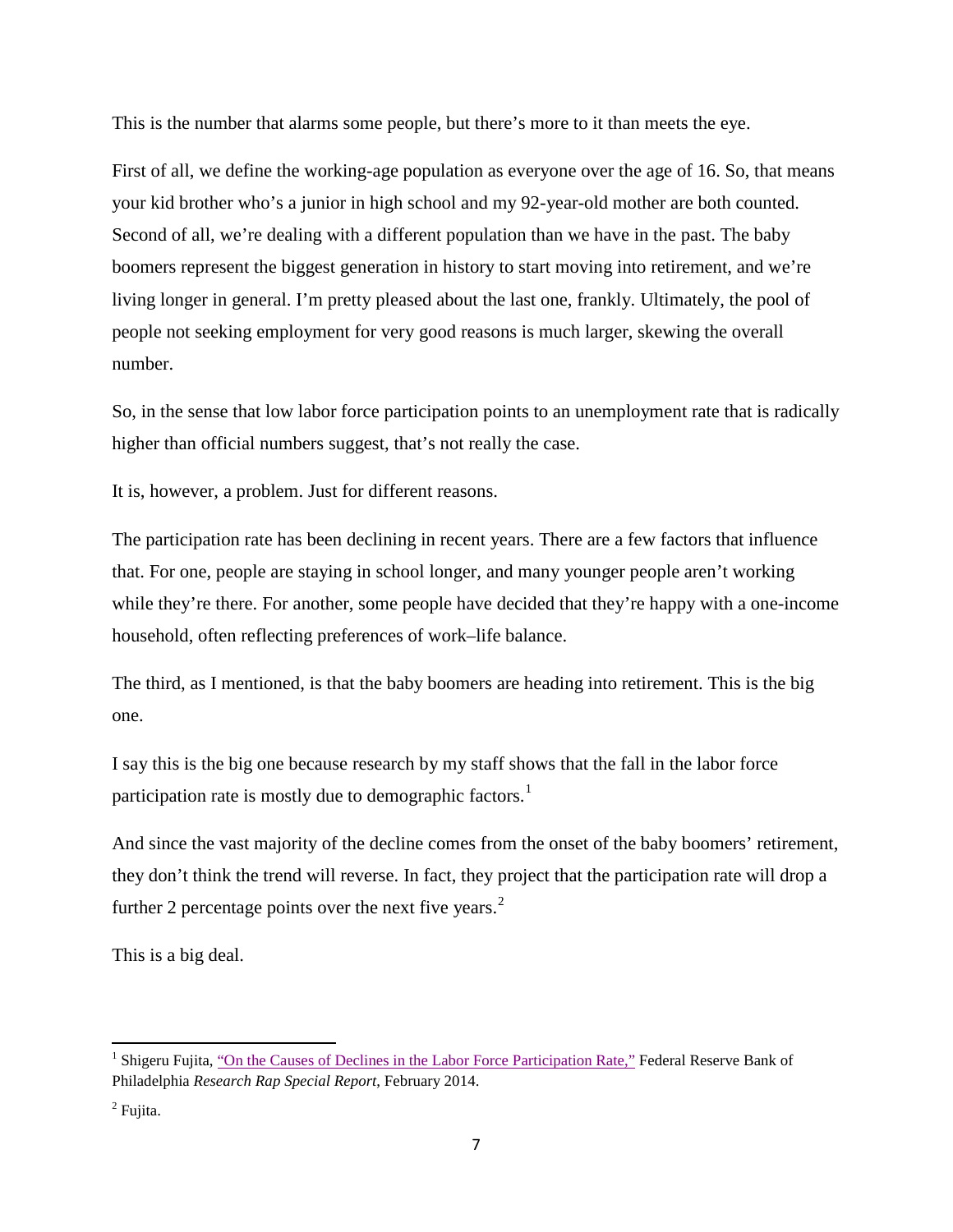This is the number that alarms some people, but there's more to it than meets the eye.

First of all, we define the working-age population as everyone over the age of 16. So, that means your kid brother who's a junior in high school and my 92-year-old mother are both counted. Second of all, we're dealing with a different population than we have in the past. The baby boomers represent the biggest generation in history to start moving into retirement, and we're living longer in general. I'm pretty pleased about the last one, frankly. Ultimately, the pool of people not seeking employment for very good reasons is much larger, skewing the overall number.

So, in the sense that low labor force participation points to an unemployment rate that is radically higher than official numbers suggest, that's not really the case.

It is, however, a problem. Just for different reasons.

The participation rate has been declining in recent years. There are a few factors that influence that. For one, people are staying in school longer, and many younger people aren't working while they're there. For another, some people have decided that they're happy with a one-income household, often reflecting preferences of work–life balance.

The third, as I mentioned, is that the baby boomers are heading into retirement. This is the big one.

I say this is the big one because research by my staff shows that the fall in the labor force participation rate is mostly due to demographic factors.[1]

And since the vast majority of the decline comes from the onset of the baby boomers' retirement, they don't think the trend will reverse. In fact, they project that the participation rate will drop a further 2 percentage points over the next five years.[2]

This is a big deal.

---

[1] Shigeru Fujita, "On the Causes of Declines in the Labor Force Participation Rate," Federal Reserve Bank of Philadelphia *Research Rap Special Report*, February 2014.

[2] Fujita.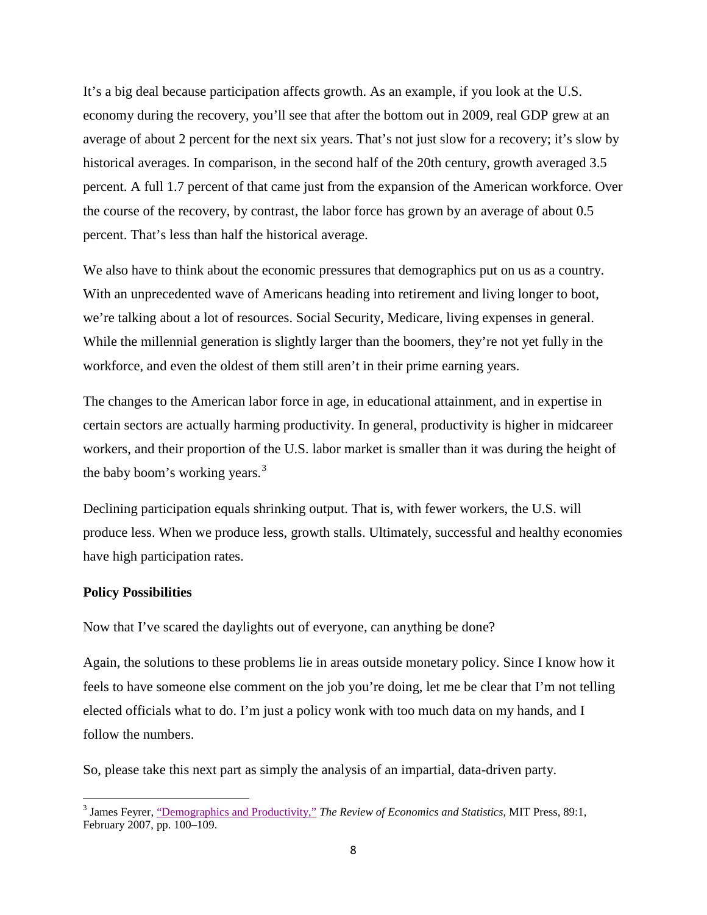It's a big deal because participation affects growth. As an example, if you look at the U.S. economy during the recovery, you'll see that after the bottom out in 2009, real GDP grew at an average of about 2 percent for the next six years. That's not just slow for a recovery; it's slow by historical averages. In comparison, in the second half of the 20th century, growth averaged 3.5 percent. A full 1.7 percent of that came just from the expansion of the American workforce. Over the course of the recovery, by contrast, the labor force has grown by an average of about 0.5 percent. That's less than half the historical average.

We also have to think about the economic pressures that demographics put on us as a country. With an unprecedented wave of Americans heading into retirement and living longer to boot, we're talking about a lot of resources. Social Security, Medicare, living expenses in general. While the millennial generation is slightly larger than the boomers, they're not yet fully in the workforce, and even the oldest of them still aren't in their prime earning years.

The changes to the American labor force in age, in educational attainment, and in expertise in certain sectors are actually harming productivity. In general, productivity is higher in midcareer workers, and their proportion of the U.S. labor market is smaller than it was during the height of the baby boom's working years.[3]

Declining participation equals shrinking output. That is, with fewer workers, the U.S. will produce less. When we produce less, growth stalls. Ultimately, successful and healthy economies have high participation rates.

**Policy Possibilities**

Now that I've scared the daylights out of everyone, can anything be done?

Again, the solutions to these problems lie in areas outside monetary policy. Since I know how it feels to have someone else comment on the job you're doing, let me be clear that I'm not telling elected officials what to do. I'm just a policy wonk with too much data on my hands, and I follow the numbers.

So, please take this next part as simply the analysis of an impartial, data-driven party.

---

[3] James Feyrer, "Demographics and Productivity," *The Review of Economics and Statistics*, MIT Press, 89:1, February 2007, pp. 100–109.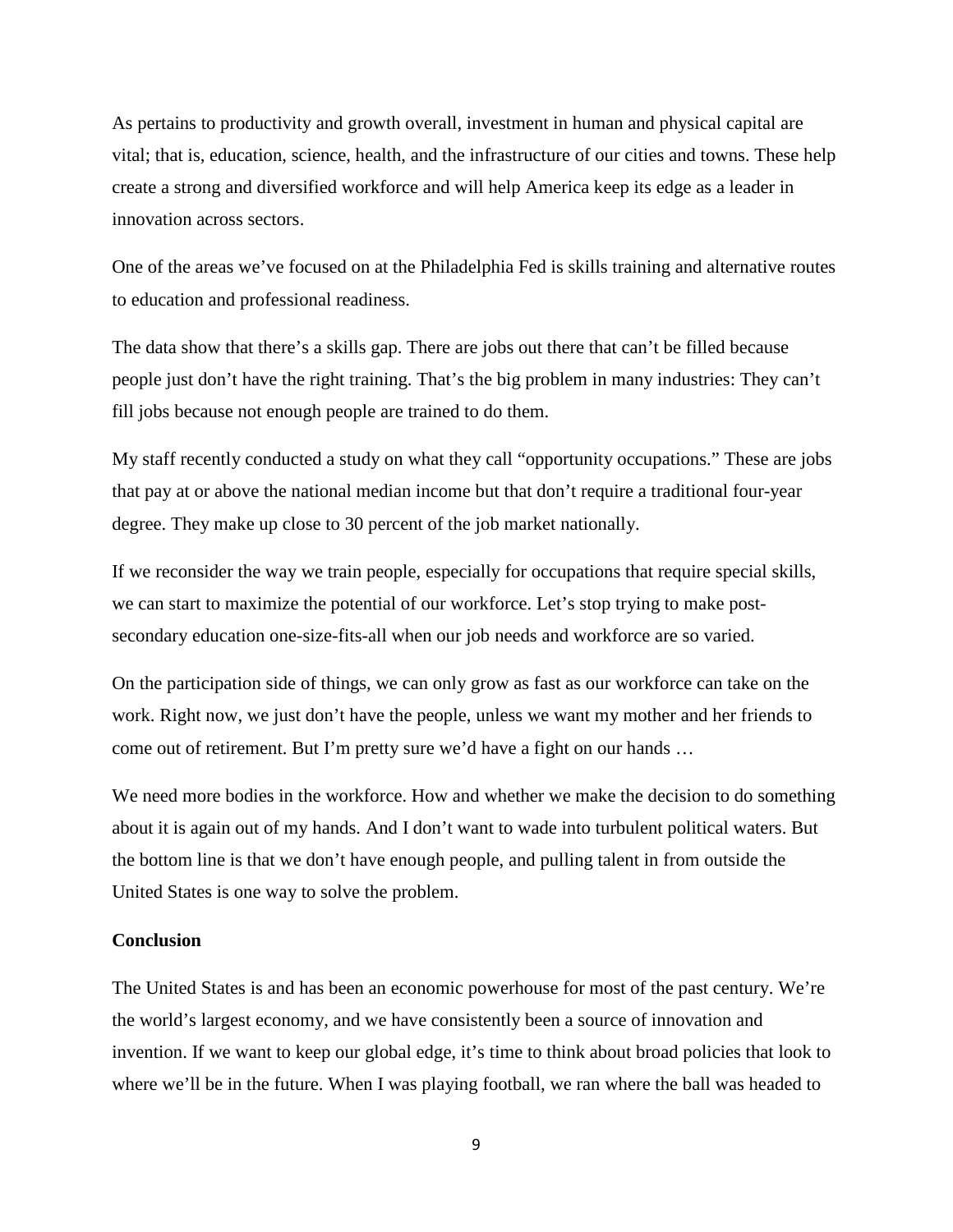As pertains to productivity and growth overall, investment in human and physical capital are vital; that is, education, science, health, and the infrastructure of our cities and towns. These help create a strong and diversified workforce and will help America keep its edge as a leader in innovation across sectors.

One of the areas we've focused on at the Philadelphia Fed is skills training and alternative routes to education and professional readiness.

The data show that there's a skills gap. There are jobs out there that can't be filled because people just don't have the right training. That's the big problem in many industries: They can't fill jobs because not enough people are trained to do them.

My staff recently conducted a study on what they call "opportunity occupations." These are jobs that pay at or above the national median income but that don't require a traditional four-year degree. They make up close to 30 percent of the job market nationally.

If we reconsider the way we train people, especially for occupations that require special skills, we can start to maximize the potential of our workforce. Let's stop trying to make post-secondary education one-size-fits-all when our job needs and workforce are so varied.

On the participation side of things, we can only grow as fast as our workforce can take on the work. Right now, we just don't have the people, unless we want my mother and her friends to come out of retirement. But I'm pretty sure we'd have a fight on our hands …

We need more bodies in the workforce. How and whether we make the decision to do something about it is again out of my hands. And I don't want to wade into turbulent political waters. But the bottom line is that we don't have enough people, and pulling talent in from outside the United States is one way to solve the problem.

**Conclusion**

The United States is and has been an economic powerhouse for most of the past century. We're the world's largest economy, and we have consistently been a source of innovation and invention. If we want to keep our global edge, it's time to think about broad policies that look to where we'll be in the future. When I was playing football, we ran where the ball was headed to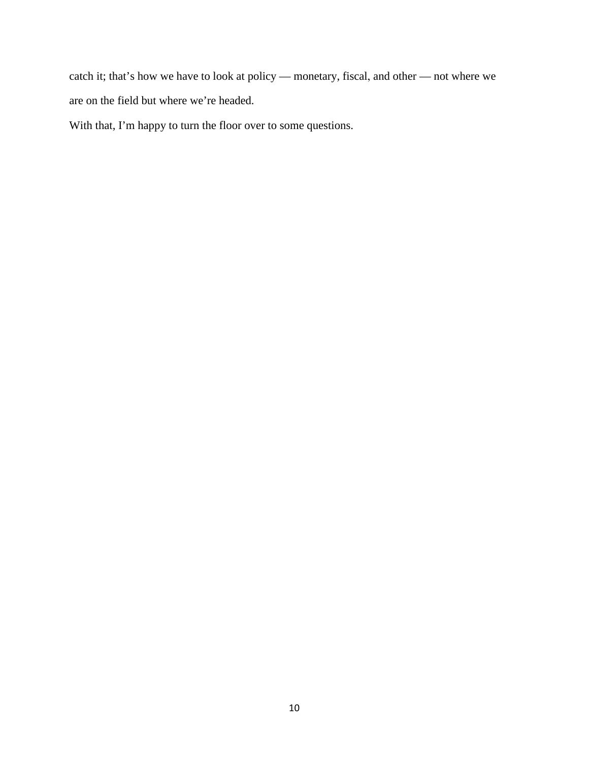catch it; that's how we have to look at policy — monetary, fiscal, and other — not where we are on the field but where we're headed.

With that, I'm happy to turn the floor over to some questions.